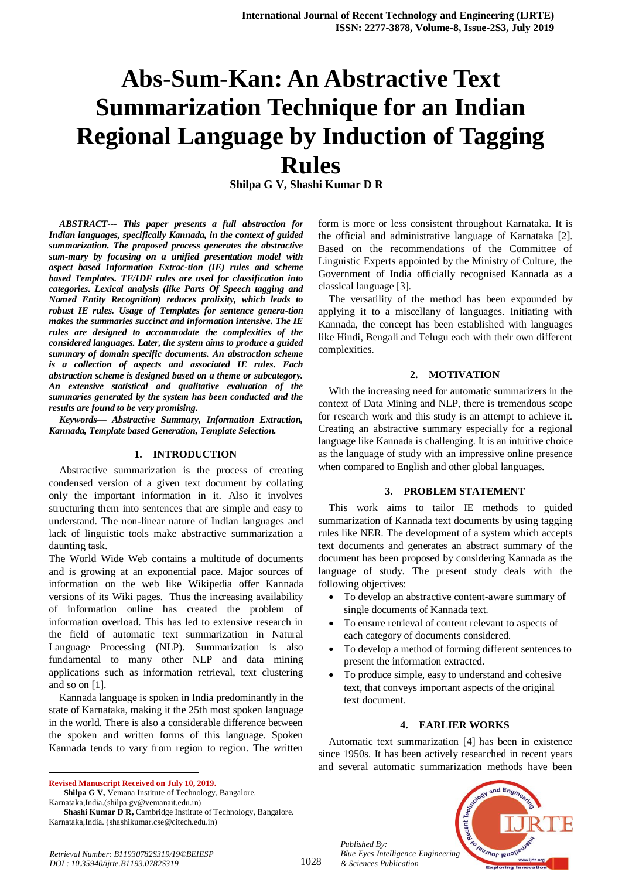# Abs-Sum-Kan: An Abstractive Text Summarization Technique for an Indian Regional Language by Induction of Tagging Rules

**Shilpa G V, Shashi Kumar D R**

***ABSTRACT--- This paper presents a full abstraction for Indian languages, specifically Kannada, in the context of guided summarization. The proposed process generates the abstractive sum-mary by focusing on a unified presentation model with aspect based Information Extrac-tion (IE) rules and scheme based Templates. TF/IDF rules are used for classification into categories. Lexical analysis (like Parts Of Speech tagging and Named Entity Recognition) reduces prolixity, which leads to robust IE rules. Usage of Templates for sentence genera-tion makes the summaries succinct and information intensive. The IE rules are designed to accommodate the complexities of the considered languages. Later, the system aims to produce a guided summary of domain specific documents. An abstraction scheme is a collection of aspects and associated IE rules. Each abstraction scheme is designed based on a theme or subcategory. An extensive statistical and qualitative evaluation of the summaries generated by the system has been conducted and the results are found to be very promising.***

***Keywords— Abstractive Summary, Information Extraction, Kannada, Template based Generation, Template Selection.***

## 1. INTRODUCTION

Abstractive summarization is the process of creating condensed version of a given text document by collating only the important information in it. Also it involves structuring them into sentences that are simple and easy to understand. The non-linear nature of Indian languages and lack of linguistic tools make abstractive summarization a daunting task.

The World Wide Web contains a multitude of documents and is growing at an exponential pace. Major sources of information on the web like Wikipedia offer Kannada versions of its Wiki pages. Thus the increasing availability of information online has created the problem of information overload. This has led to extensive research in the field of automatic text summarization in Natural Language Processing (NLP). Summarization is also fundamental to many other NLP and data mining applications such as information retrieval, text clustering and so on [1].

Kannada language is spoken in India predominantly in the state of Karnataka, making it the 25th most spoken language in the world. There is also a considerable difference between the spoken and written forms of this language. Spoken Kannada tends to vary from region to region. The written form is more or less consistent throughout Karnataka. It is the official and administrative language of Karnataka [2]. Based on the recommendations of the Committee of Linguistic Experts appointed by the Ministry of Culture, the Government of India officially recognised Kannada as a classical language [3].

The versatility of the method has been expounded by applying it to a miscellany of languages. Initiating with Kannada, the concept has been established with languages like Hindi, Bengali and Telugu each with their own different complexities.

## 2. MOTIVATION

With the increasing need for automatic summarizers in the context of Data Mining and NLP, there is tremendous scope for research work and this study is an attempt to achieve it. Creating an abstractive summary especially for a regional language like Kannada is challenging. It is an intuitive choice as the language of study with an impressive online presence when compared to English and other global languages.

## 3. PROBLEM STATEMENT

This work aims to tailor IE methods to guided summarization of Kannada text documents by using tagging rules like NER. The development of a system which accepts text documents and generates an abstract summary of the document has been proposed by considering Kannada as the language of study. The present study deals with the following objectives:

- To develop an abstractive content-aware summary of single documents of Kannada text.
- To ensure retrieval of content relevant to aspects of each category of documents considered.
- To develop a method of forming different sentences to present the information extracted.
- To produce simple, easy to understand and cohesive text, that conveys important aspects of the original text document.

## 4. EARLIER WORKS

Automatic text summarization [4] has been in existence since 1950s. It has been actively researched in recent years and several automatic summarization methods have been

**Revised Manuscript Received on July 10, 2019.**

**Shilpa G V,** Vemana Institute of Technology, Bangalore. Karnataka,India.(shilpa.gv@vemanait.edu.in)

**Shashi Kumar D R,** Cambridge Institute of Technology, Bangalore. Karnataka,India. (shashikumar.cse@citech.edu.in)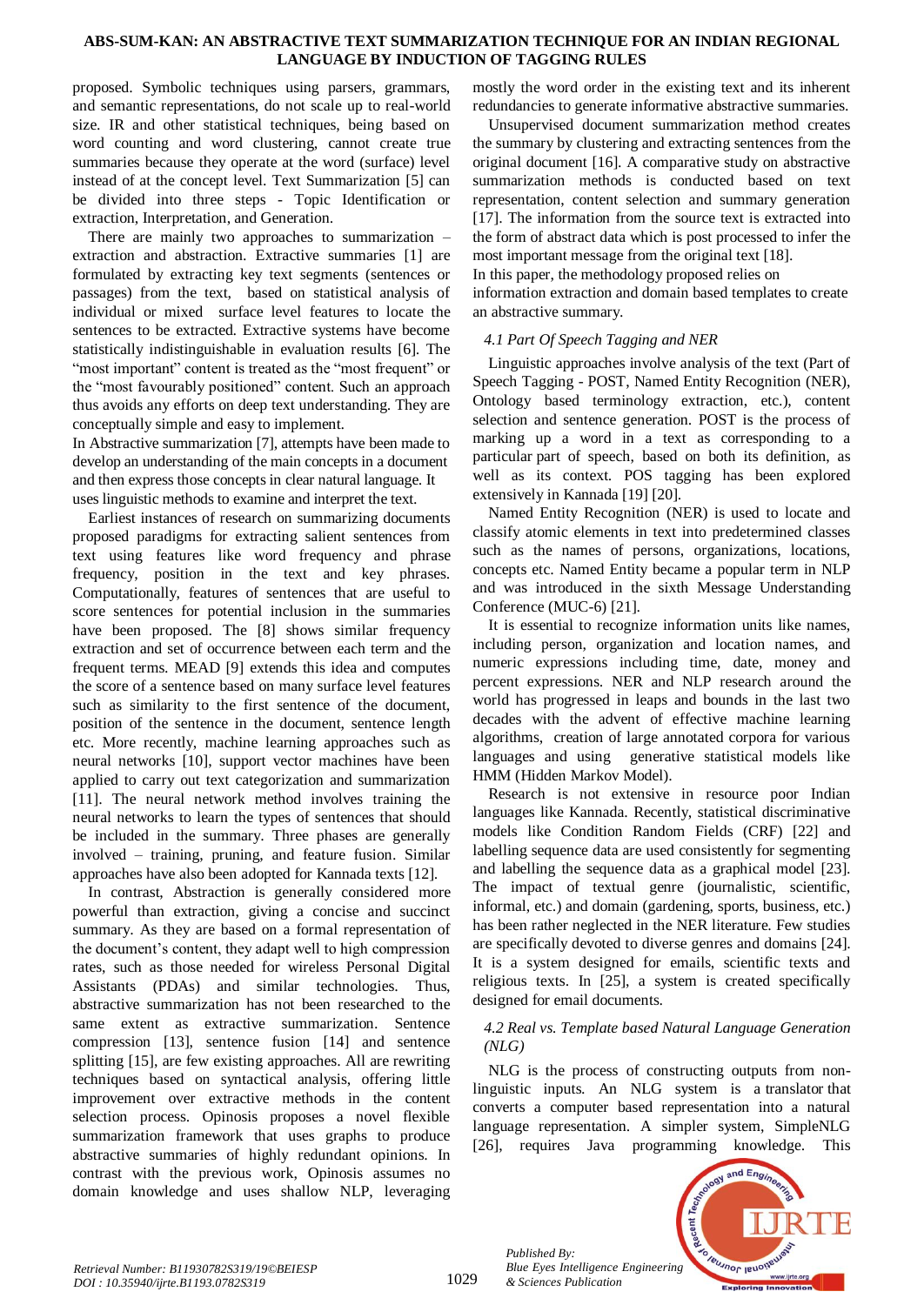proposed. Symbolic techniques using parsers, grammars, and semantic representations, do not scale up to real-world size. IR and other statistical techniques, being based on word counting and word clustering, cannot create true summaries because they operate at the word (surface) level instead of at the concept level. Text Summarization [5] can be divided into three steps - Topic Identification or extraction, Interpretation, and Generation.

There are mainly two approaches to summarization – extraction and abstraction. Extractive summaries [1] are formulated by extracting key text segments (sentences or passages) from the text, based on statistical analysis of individual or mixed surface level features to locate the sentences to be extracted. Extractive systems have become statistically indistinguishable in evaluation results [6]. The "most important" content is treated as the "most frequent" or the "most favourably positioned" content. Such an approach thus avoids any efforts on deep text understanding. They are conceptually simple and easy to implement.

In Abstractive summarization [7], attempts have been made to develop an understanding of the main concepts in a document and then express those concepts in clear natural language. It uses linguistic methods to examine and interpret the text.

Earliest instances of research on summarizing documents proposed paradigms for extracting salient sentences from text using features like word frequency and phrase frequency, position in the text and key phrases. Computationally, features of sentences that are useful to score sentences for potential inclusion in the summaries have been proposed. The [8] shows similar frequency extraction and set of occurrence between each term and the frequent terms. MEAD [9] extends this idea and computes the score of a sentence based on many surface level features such as similarity to the first sentence of the document, position of the sentence in the document, sentence length etc. More recently, machine learning approaches such as neural networks [10], support vector machines have been applied to carry out text categorization and summarization [11]. The neural network method involves training the neural networks to learn the types of sentences that should be included in the summary. Three phases are generally involved – training, pruning, and feature fusion. Similar approaches have also been adopted for Kannada texts [12].

In contrast, Abstraction is generally considered more powerful than extraction, giving a concise and succinct summary. As they are based on a formal representation of the document's content, they adapt well to high compression rates, such as those needed for wireless Personal Digital Assistants (PDAs) and similar technologies. Thus, abstractive summarization has not been researched to the same extent as extractive summarization. Sentence compression [13], sentence fusion [14] and sentence splitting [15], are few existing approaches. All are rewriting techniques based on syntactical analysis, offering little improvement over extractive methods in the content selection process. Opinosis proposes a novel flexible summarization framework that uses graphs to produce abstractive summaries of highly redundant opinions. In contrast with the previous work, Opinosis assumes no domain knowledge and uses shallow NLP, leveraging mostly the word order in the existing text and its inherent redundancies to generate informative abstractive summaries.

Unsupervised document summarization method creates the summary by clustering and extracting sentences from the original document [16]. A comparative study on abstractive summarization methods is conducted based on text representation, content selection and summary generation [17]. The information from the source text is extracted into the form of abstract data which is post processed to infer the most important message from the original text [18].

In this paper, the methodology proposed relies on information extraction and domain based templates to create an abstractive summary.

### *4.1 Part Of Speech Tagging and NER*

Linguistic approaches involve analysis of the text (Part of Speech Tagging - POST, Named Entity Recognition (NER), Ontology based terminology extraction, etc.), content selection and sentence generation. POST is the process of marking up a word in a text as corresponding to a particular part of speech, based on both its definition, as well as its context. POS tagging has been explored extensively in Kannada [19] [20].

Named Entity Recognition (NER) is used to locate and classify atomic elements in text into predetermined classes such as the names of persons, organizations, locations, concepts etc. Named Entity became a popular term in NLP and was introduced in the sixth Message Understanding Conference (MUC-6) [21].

It is essential to recognize information units like names, including person, organization and location names, and numeric expressions including time, date, money and percent expressions. NER and NLP research around the world has progressed in leaps and bounds in the last two decades with the advent of effective machine learning algorithms, creation of large annotated corpora for various languages and using generative statistical models like HMM (Hidden Markov Model).

Research is not extensive in resource poor Indian languages like Kannada. Recently, statistical discriminative models like Condition Random Fields (CRF) [22] and labelling sequence data are used consistently for segmenting and labelling the sequence data as a graphical model [23]. The impact of textual genre (journalistic, scientific, informal, etc.) and domain (gardening, sports, business, etc.) has been rather neglected in the NER literature. Few studies are specifically devoted to diverse genres and domains [24]. It is a system designed for emails, scientific texts and religious texts. In [25], a system is created specifically designed for email documents.

### *4.2 Real vs. Template based Natural Language Generation (NLG)*

NLG is the process of constructing outputs from non-linguistic inputs. An NLG system is a translator that converts a computer based representation into a natural language representation. A simpler system, SimpleNLG [26], requires Java programming knowledge. This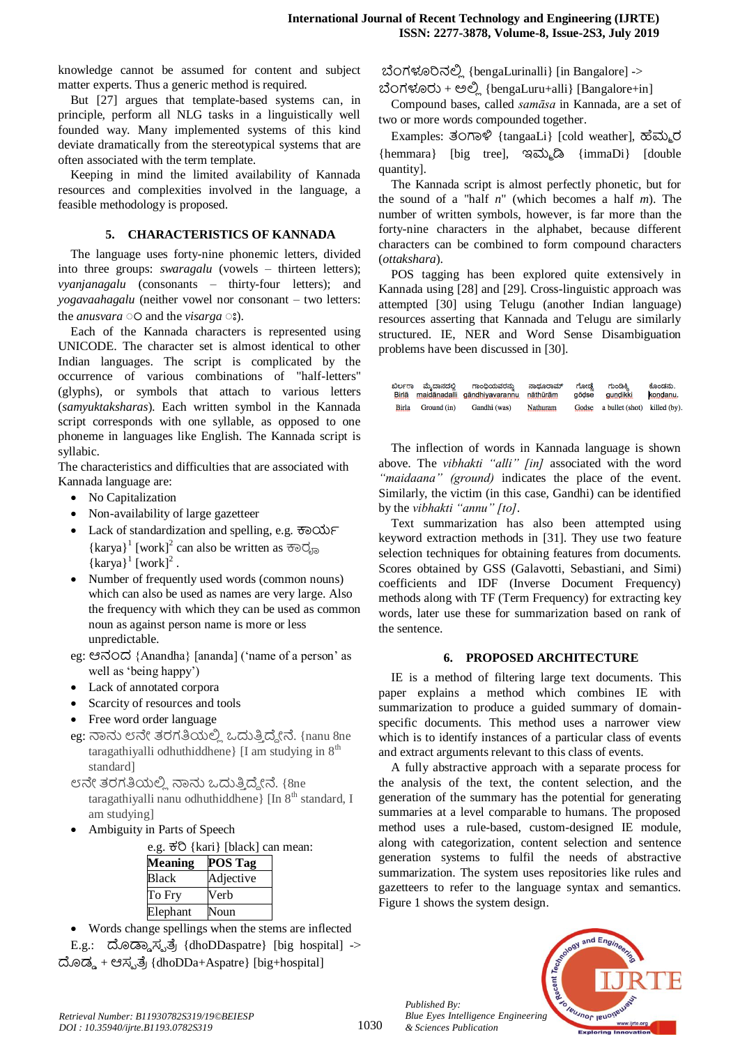knowledge cannot be assumed for content and subject matter experts. Thus a generic method is required.

But [27] argues that template-based systems can, in principle, perform all NLG tasks in a linguistically well founded way. Many implemented systems of this kind deviate dramatically from the stereotypical systems that are often associated with the term template.

Keeping in mind the limited availability of Kannada resources and complexities involved in the language, a feasible methodology is proposed.

## 5. CHARACTERISTICS OF KANNADA

The language uses forty-nine phonemic letters, divided into three groups: *swaragalu* (vowels – thirteen letters); *vyanjanagalu* (consonants – thirty-four letters); and *yogavaahagalu* (neither vowel nor consonant – two letters: the *anusvara* ಂ and the *visarga* ಃ).

Each of the Kannada characters is represented using UNICODE. The character set is almost identical to other Indian languages. The script is complicated by the occurrence of various combinations of "half-letters" (glyphs), or symbols that attach to various letters (*samyuktaksharas*). Each written symbol in the Kannada script corresponds with one syllable, as opposed to one phoneme in languages like English. The Kannada script is syllabic.

The characteristics and difficulties that are associated with Kannada language are:

- No Capitalization
- Non-availability of large gazetteer
- Lack of standardization and spelling, e.g. ಕಾರ್ಯ {karya}[1] [work][2] can also be written as ಕಾರ್ರ್ಯ {karya}[1] [work][2] .
- Number of frequently used words (common nouns) which can also be used as names are very large. Also the frequency with which they can be used as common noun as against person name is more or less unpredictable.

eg: ಆನಂದ {Anandha} [ananda] ('name of a person' as well as 'being happy')

- Lack of annotated corpora
- Scarcity of resources and tools
- Free word order language

eg: ನಾನು ೮ನೇ ತರಗತಿಯಲ್ಲಿ ಒದುತ್ತಿದ್ದೇನೆ. {nanu 8ne taragathiyalli odhuthiddhene} [I am studying in 8th standard]

೮ನೇ ತರಗತಿಯಲ್ಲಿ ನಾನು ಒದುತ್ತಿದ್ದೇನೆ. {8ne taragathiyalli nanu odhuthiddhene} [In 8th standard, I am studying]

- Ambiguity in Parts of Speech

e.g. ಕರಿ {kari} [black] can mean:

| Meaning | POS Tag |
|---|---|
| Black | Adjective |
| To Fry | Verb |
| Elephant | Noun |

- Words change spellings when the stems are inflected

E.g.: ದೊಡ್ಡಾಸ್ಪತ್ರೆ {dhoDDaspatre} [big hospital] -> ದೊಡ್ಡ + ಆಸ್ಪತ್ರೆ {dhoDDa+Aspatre} [big+hospital]

ಬೆಂಗಳೂರಿನಲ್ಲಿ {bengaLurinalli} [in Bangalore] -> ಬೆಂಗಳೂರು + ಅಲ್ಲಿ {bengaLuru+alli} [Bangalore+in]

Compound bases, called *samāsa* in Kannada, are a set of two or more words compounded together.

Examples: ತಂಗಾಳಿ {tangaaLi} [cold weather], ಹೆಮ್ಮರ {hemmara} [big tree], ಇಮ್ಮಡಿ {immaDi} [double quantity].

The Kannada script is almost perfectly phonetic, but for the sound of a "half *n*" (which becomes a half *m*). The number of written symbols, however, is far more than the forty-nine characters in the alphabet, because different characters can be combined to form compound characters (*ottakshara*).

POS tagging has been explored quite extensively in Kannada using [28] and [29]. Cross-linguistic approach was attempted [30] using Telugu (another Indian language) resources asserting that Kannada and Telugu are similarly structured. IE, NER and Word Sense Disambiguation problems have been discussed in [30].

| ಬಿರ್ಲಾ | ಮೈದಾನದಲ್ಲಿ | ಗಾಂಧಿಯವರನ್ನು | ನಾಥೂರಾಮ್ | ಗೋಡ್ಸೆ | ಗುಂಡಿಕ್ಕಿ | ಕೊಂದನು. |
|---|---|---|---|---|---|---|
| Birlā | maidānadalli | gāndhiyavarannu | nāthūrām | gōdse | gundikki | kondanu. |
| Birla | Ground (in) | Gandhi (was) | Nathuram | Godse | a bullet (shot) | killed (by). |

The inflection of words in Kannada language is shown above. The *vibhakti "alli" [in]* associated with the word *"maidaana" (ground)* indicates the place of the event. Similarly, the victim (in this case, Gandhi) can be identified by the *vibhakti "annu" [to]*.

Text summarization has also been attempted using keyword extraction methods in [31]. They use two feature selection techniques for obtaining features from documents. Scores obtained by GSS (Galavotti, Sebastiani, and Simi) coefficients and IDF (Inverse Document Frequency) methods along with TF (Term Frequency) for extracting key words, later use these for summarization based on rank of the sentence.

## 6. PROPOSED ARCHITECTURE

IE is a method of filtering large text documents. This paper explains a method which combines IE with summarization to produce a guided summary of domain-specific documents. This method uses a narrower view which is to identify instances of a particular class of events and extract arguments relevant to this class of events.

A fully abstractive approach with a separate process for the analysis of the text, the content selection, and the generation of the summary has the potential for generating summaries at a level comparable to humans. The proposed method uses a rule-based, custom-designed IE module, along with categorization, content selection and sentence generation systems to fulfil the needs of abstractive summarization. The system uses repositories like rules and gazetteers to refer to the language syntax and semantics. Figure 1 shows the system design.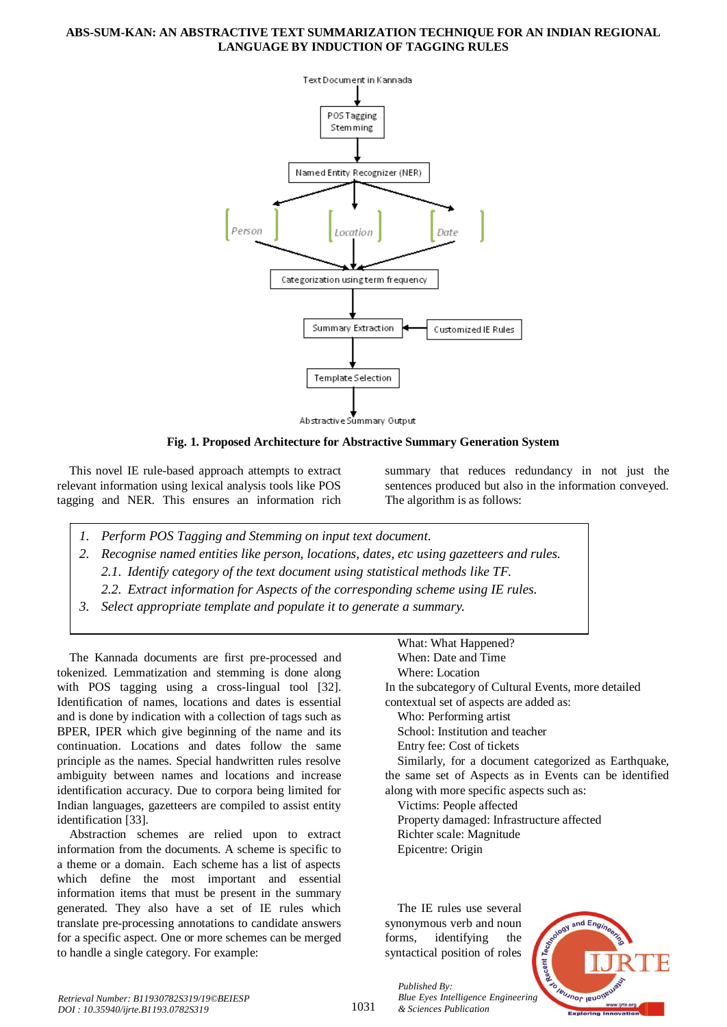Text Document in Kannada

POS Tagging Stemming

Named Entity Recognizer (NER)

Person | Location | Date

Categorization using term frequency

Summary Extraction ← Customized IE Rules

Template Selection

Abstractive Summary Output

**Fig. 1. Proposed Architecture for Abstractive Summary Generation System**

This novel IE rule-based approach attempts to extract relevant information using lexical analysis tools like POS tagging and NER. This ensures an information rich summary that reduces redundancy in not just the sentences produced but also in the information conveyed. The algorithm is as follows:

1. *Perform POS Tagging and Stemming on input text document.*
2. *Recognise named entities like person, locations, dates, etc using gazetteers and rules.*
   - 2.1. *Identify category of the text document using statistical methods like TF.*
   - 2.2. *Extract information for Aspects of the corresponding scheme using IE rules.*
3. *Select appropriate template and populate it to generate a summary.*

The Kannada documents are first pre-processed and tokenized. Lemmatization and stemming is done along with POS tagging using a cross-lingual tool [32]. Identification of names, locations and dates is essential and is done by indication with a collection of tags such as BPER, IPER which give beginning of the name and its continuation. Locations and dates follow the same principle as the names. Special handwritten rules resolve ambiguity between names and locations and increase identification accuracy. Due to corpora being limited for Indian languages, gazetteers are compiled to assist entity identification [33].

Abstraction schemes are relied upon to extract information from the documents. A scheme is specific to a theme or a domain. Each scheme has a list of aspects which define the most important and essential information items that must be present in the summary generated. They also have a set of IE rules which translate pre-processing annotations to candidate answers for a specific aspect. One or more schemes can be merged to handle a single category. For example:

What: What Happened?
When: Date and Time
Where: Location

In the subcategory of Cultural Events, more detailed contextual set of aspects are added as:

Who: Performing artist
School: Institution and teacher
Entry fee: Cost of tickets

Similarly, for a document categorized as Earthquake, the same set of Aspects as in Events can be identified along with more specific aspects such as:

Victims: People affected
Property damaged: Infrastructure affected
Richter scale: Magnitude
Epicentre: Origin

The IE rules use several synonymous verb and noun forms, identifying the syntactical position of roles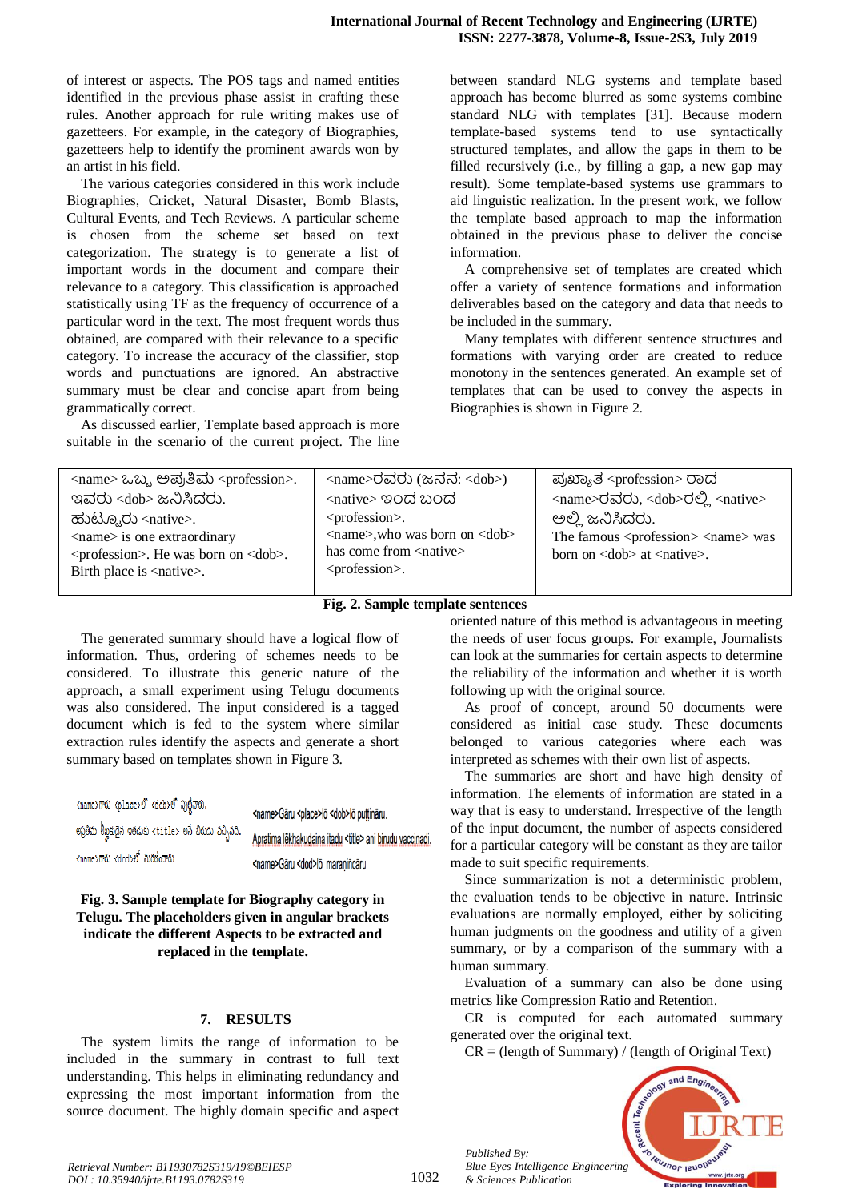of interest or aspects. The POS tags and named entities identified in the previous phase assist in crafting these rules. Another approach for rule writing makes use of gazetteers. For example, in the category of Biographies, gazetteers help to identify the prominent awards won by an artist in his field.

The various categories considered in this work include Biographies, Cricket, Natural Disaster, Bomb Blasts, Cultural Events, and Tech Reviews. A particular scheme is chosen from the scheme set based on text categorization. The strategy is to generate a list of important words in the document and compare their relevance to a category. This classification is approached statistically using TF as the frequency of occurrence of a particular word in the text. The most frequent words thus obtained, are compared with their relevance to a specific category. To increase the accuracy of the classifier, stop words and punctuations are ignored. An abstractive summary must be clear and concise apart from being grammatically correct.

As discussed earlier, Template based approach is more suitable in the scenario of the current project. The line between standard NLG systems and template based approach has become blurred as some systems combine standard NLG with templates [31]. Because modern template-based systems tend to use syntactically structured templates, and allow the gaps in them to be filled recursively (i.e., by filling a gap, a new gap may result). Some template-based systems use grammars to aid linguistic realization. In the present work, we follow the template based approach to map the information obtained in the previous phase to deliver the concise information.

A comprehensive set of templates are created which offer a variety of sentence formations and information deliverables based on the category and data that needs to be included in the summary.

Many templates with different sentence structures and formations with varying order are created to reduce monotony in the sentences generated. An example set of templates that can be used to convey the aspects in Biographies is shown in Figure 2.

| | | |
|---|---|---|
| <name> ಒಬ್ಬ ಅಪ್ರತಿಮ <profession>. ಇವರು <dob> ಜನಿಸಿದರು. ಹುಟ್ಟೂರು <native>.<br><name> is one extraordinary <profession>. He was born on <dob>. Birth place is <native>. | <name>ರವರು (ಜನನ: <dob>) <native> ಇಂದ ಬಂದ <profession>.<br><name>,who was born on <dob> has come from <native> <profession>. | ಪ್ರಖ್ಯಾತ <profession> ರಾದ <name>ರವರು, <dob>ರಲ್ಲಿ <native> ಅಲ್ಲಿ ಜನಿಸಿದರು.<br>The famous <profession> <name> was born on <dob> at <native>. |

**Fig. 2. Sample template sentences**

The generated summary should have a logical flow of information. Thus, ordering of schemes needs to be considered. To illustrate this generic nature of the approach, a small experiment using Telugu documents was also considered. The input considered is a tagged document which is fed to the system where similar extraction rules identify the aspects and generate a short summary based on templates shown in Figure 3.

| | |
|---|---|
| <name>గారు <place>లో <dob>లో పుట్టినారు. | <name>Gāru <place>lō <dob>lō puṭṭināru. |
| అప్రతిమ లెక్కకుడైన ఇతడుకు <title> అని బిరుదు వచ్చినది. | Apratima lākhakuḍaina itaḍu <title> ani birudu vaccinadi. |
| <name>గారు <dod>లో మరణించారు | <name>Gāru <dod>lō maraṇiñcāru |

**Fig. 3. Sample template for Biography category in Telugu. The placeholders given in angular brackets indicate the different Aspects to be extracted and replaced in the template.**

## 7. RESULTS

The system limits the range of information to be included in the summary in contrast to full text understanding. This helps in eliminating redundancy and expressing the most important information from the source document. The highly domain specific and aspect oriented nature of this method is advantageous in meeting the needs of user focus groups. For example, Journalists can look at the summaries for certain aspects to determine the reliability of the information and whether it is worth following up with the original source.

As proof of concept, around 50 documents were considered as initial case study. These documents belonged to various categories where each was interpreted as schemes with their own list of aspects.

The summaries are short and have high density of information. The elements of information are stated in a way that is easy to understand. Irrespective of the length of the input document, the number of aspects considered for a particular category will be constant as they are tailor made to suit specific requirements.

Since summarization is not a deterministic problem, the evaluation tends to be objective in nature. Intrinsic evaluations are normally employed, either by soliciting human judgments on the goodness and utility of a given summary, or by a comparison of the summary with a human summary.

Evaluation of a summary can also be done using metrics like Compression Ratio and Retention.

CR is computed for each automated summary generated over the original text.

CR = (length of Summary) / (length of Original Text)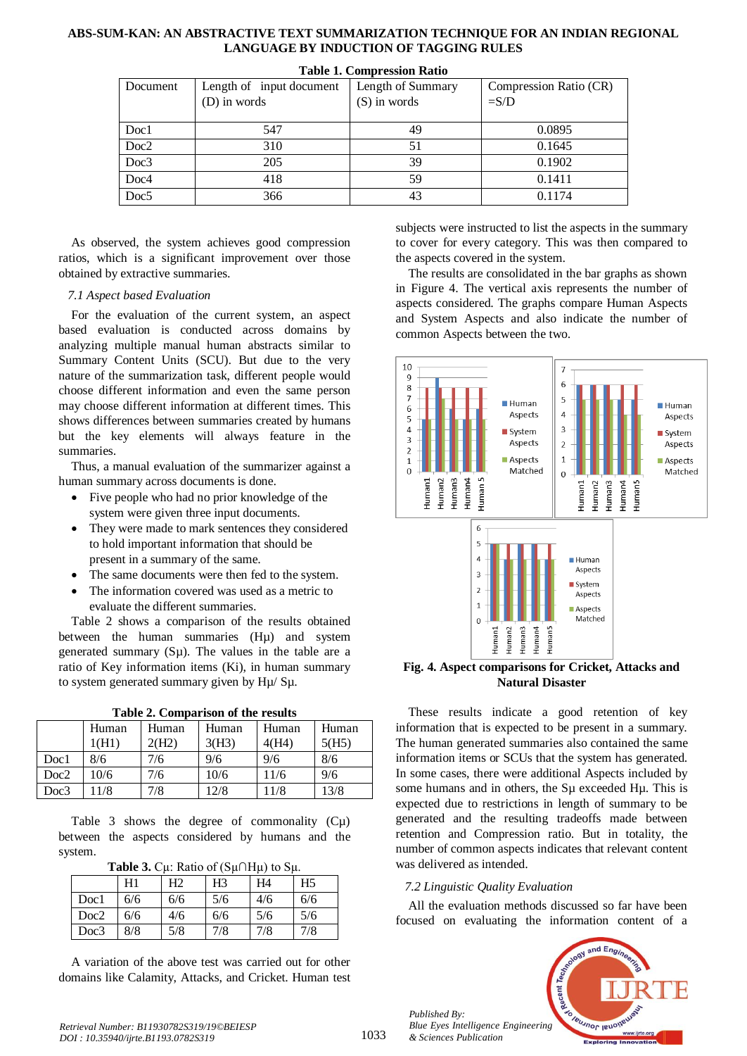**Table 1. Compression Ratio**

| Document | Length of input document (D) in words | Length of Summary (S) in words | Compression Ratio (CR) =S/D |
|---|---|---|---|
| Doc1 | 547 | 49 | 0.0895 |
| Doc2 | 310 | 51 | 0.1645 |
| Doc3 | 205 | 39 | 0.1902 |
| Doc4 | 418 | 59 | 0.1411 |
| Doc5 | 366 | 43 | 0.1174 |

As observed, the system achieves good compression ratios, which is a significant improvement over those obtained by extractive summaries.

### *7.1 Aspect based Evaluation*

For the evaluation of the current system, an aspect based evaluation is conducted across domains by analyzing multiple manual human abstracts similar to Summary Content Units (SCU). But due to the very nature of the summarization task, different people would choose different information and even the same person may choose different information at different times. This shows differences between summaries created by humans but the key elements will always feature in the summaries.

Thus, a manual evaluation of the summarizer against a human summary across documents is done.

- Five people who had no prior knowledge of the system were given three input documents.
- They were made to mark sentences they considered to hold important information that should be present in a summary of the same.
- The same documents were then fed to the system.
- The information covered was used as a metric to evaluate the different summaries.

Table 2 shows a comparison of the results obtained between the human summaries (Hμ) and system generated summary (Sμ). The values in the table are a ratio of Key information items (Ki), in human summary to system generated summary given by Hμ/ Sμ.

**Table 2. Comparison of the results**

| | Human 1(H1) | Human 2(H2) | Human 3(H3) | Human 4(H4) | Human 5(H5) |
|---|---|---|---|---|---|
| Doc1 | 8/6 | 7/6 | 9/6 | 9/6 | 8/6 |
| Doc2 | 10/6 | 7/6 | 10/6 | 11/6 | 9/6 |
| Doc3 | 11/8 | 7/8 | 12/8 | 11/8 | 13/8 |

Table 3 shows the degree of commonality (Cμ) between the aspects considered by humans and the system.

**Table 3.** Cμ: Ratio of (Sμ∩Hμ) to Sμ.

| | H1 | H2 | H3 | H4 | H5 |
|---|---|---|---|---|---|
| Doc1 | 6/6 | 6/6 | 5/6 | 4/6 | 6/6 |
| Doc2 | 6/6 | 4/6 | 6/6 | 5/6 | 5/6 |
| Doc3 | 8/8 | 5/8 | 7/8 | 7/8 | 7/8 |

A variation of the above test was carried out for other domains like Calamity, Attacks, and Cricket. Human test subjects were instructed to list the aspects in the summary to cover for every category. This was then compared to the aspects covered in the system.

The results are consolidated in the bar graphs as shown in Figure 4. The vertical axis represents the number of aspects considered. The graphs compare Human Aspects and System Aspects and also indicate the number of common Aspects between the two.

**Fig. 4. Aspect comparisons for Cricket, Attacks and Natural Disaster**

These results indicate a good retention of key information that is expected to be present in a summary. The human generated summaries also contained the same information items or SCUs that the system has generated. In some cases, there were additional Aspects included by some humans and in others, the Sμ exceeded Hμ. This is expected due to restrictions in length of summary to be generated and the resulting tradeoffs made between retention and Compression ratio. But in totality, the number of common aspects indicates that relevant content was delivered as intended.

### *7.2 Linguistic Quality Evaluation*

All the evaluation methods discussed so far have been focused on evaluating the information content of a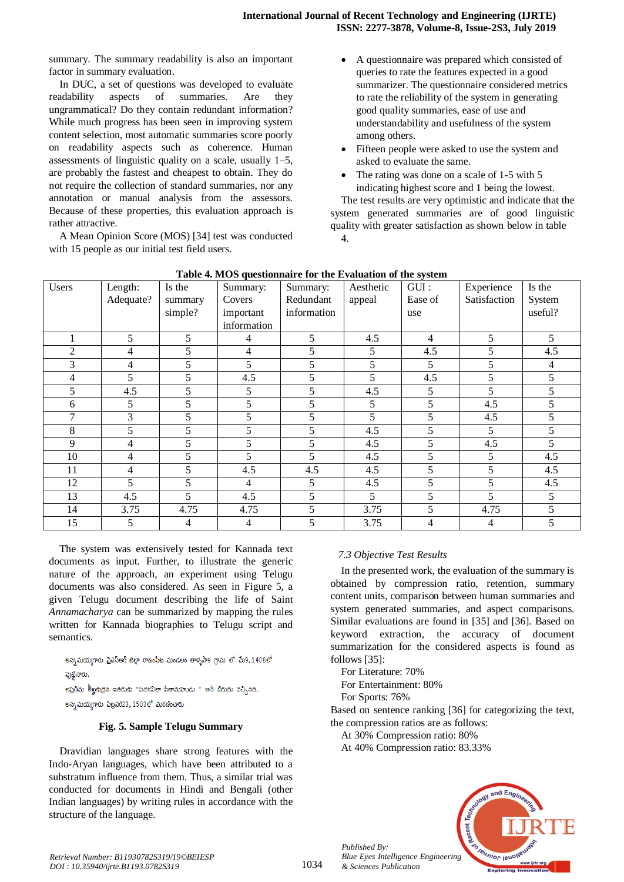summary. The summary readability is also an important factor in summary evaluation.

In DUC, a set of questions was developed to evaluate readability aspects of summaries. Are they ungrammatical? Do they contain redundant information? While much progress has been seen in improving system content selection, most automatic summaries score poorly on readability aspects such as coherence. Human assessments of linguistic quality on a scale, usually 1–5, are probably the fastest and cheapest to obtain. They do not require the collection of standard summaries, nor any annotation or manual analysis from the assessors. Because of these properties, this evaluation approach is rather attractive.

A Mean Opinion Score (MOS) [34] test was conducted with 15 people as our initial test field users.

- A questionnaire was prepared which consisted of queries to rate the features expected in a good summarizer. The questionnaire considered metrics to rate the reliability of the system in generating good quality summaries, ease of use and understandability and usefulness of the system among others.
- Fifteen people were asked to use the system and asked to evaluate the same.
- The rating was done on a scale of 1-5 with 5 indicating highest score and 1 being the lowest.

The test results are very optimistic and indicate that the system generated summaries are of good linguistic quality with greater satisfaction as shown below in table 4.

**Table 4. MOS questionnaire for the Evaluation of the system**

| Users | Length: Adequate? | Is the summary simple? | Summary: Covers important information | Summary: Redundant information | Aesthetic appeal | GUI : Ease of use | Experience Satisfaction | Is the System useful? |
|---|---|---|---|---|---|---|---|---|
| 1 | 5 | 5 | 4 | 5 | 4.5 | 4 | 5 | 5 |
| 2 | 4 | 5 | 4 | 5 | 5 | 4.5 | 5 | 4.5 |
| 3 | 4 | 5 | 5 | 5 | 5 | 5 | 5 | 4 |
| 4 | 5 | 5 | 4.5 | 5 | 5 | 4.5 | 5 | 5 |
| 5 | 4.5 | 5 | 5 | 5 | 4.5 | 5 | 5 | 5 |
| 6 | 5 | 5 | 5 | 5 | 5 | 5 | 4.5 | 5 |
| 7 | 3 | 5 | 5 | 5 | 5 | 5 | 4.5 | 5 |
| 8 | 5 | 5 | 5 | 5 | 4.5 | 5 | 5 | 5 |
| 9 | 4 | 5 | 5 | 5 | 4.5 | 5 | 4.5 | 5 |
| 10 | 4 | 5 | 5 | 5 | 4.5 | 5 | 5 | 4.5 |
| 11 | 4 | 5 | 4.5 | 4.5 | 4.5 | 5 | 5 | 4.5 |
| 12 | 5 | 5 | 4 | 5 | 4.5 | 5 | 5 | 4.5 |
| 13 | 4.5 | 5 | 4.5 | 5 | 5 | 5 | 5 | 5 |
| 14 | 3.75 | 4.75 | 4.75 | 5 | 3.75 | 5 | 4.75 | 5 |
| 15 | 5 | 4 | 4 | 5 | 3.75 | 4 | 4 | 5 |

The system was extensively tested for Kannada text documents as input. Further, to illustrate the generic nature of the approach, an experiment using Telugu documents was also considered. As seen in Figure 5, a given Telugu document describing the life of Saint *Annamacharya* can be summarized by mapping the rules written for Kannada biographies to Telugu script and semantics.

అన్నమయ్యగారు వైఎస్ఆర్ జిల్లా రాజంపేట మండలం తాళ్ళపాక గ్రామ లో మే9,1408లో పుట్టినారు.
అప్రతిమ భక్తుడైన ఇతడకు 'పదకవితా పితామహుడు ' అనే బిరుదు వచ్చినది.
అన్నమయ్యగారు ఫిబ్రవరి23,1503లో మరణించారు

**Fig. 5. Sample Telugu Summary**

Dravidian languages share strong features with the Indo-Aryan languages, which have been attributed to a substratum influence from them. Thus, a similar trial was conducted for documents in Hindi and Bengali (other Indian languages) by writing rules in accordance with the structure of the language.

### *7.3 Objective Test Results*

In the presented work, the evaluation of the summary is obtained by compression ratio, retention, summary content units, comparison between human summaries and system generated summaries, and aspect comparisons. Similar evaluations are found in [35] and [36]. Based on keyword extraction, the accuracy of document summarization for the considered aspects is found as follows [35]:

For Literature: 70%

For Entertainment: 80%

For Sports: 76%

Based on sentence ranking [36] for categorizing the text, the compression ratios are as follows:

At 30% Compression ratio: 80%

At 40% Compression ratio: 83.33%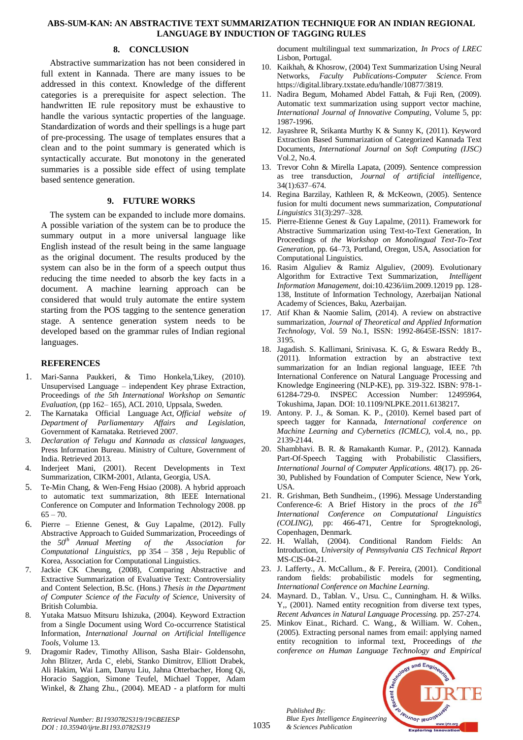## 8. CONCLUSION

Abstractive summarization has not been considered in full extent in Kannada. There are many issues to be addressed in this context. Knowledge of the different categories is a prerequisite for aspect selection. The handwritten IE rule repository must be exhaustive to handle the various syntactic properties of the language. Standardization of words and their spellings is a huge part of pre-processing. The usage of templates ensures that a clean and to the point summary is generated which is syntactically accurate. But monotony in the generated summaries is a possible side effect of using template based sentence generation.

## 9. FUTURE WORKS

The system can be expanded to include more domains. A possible variation of the system can be to produce the summary output in a more universal language like English instead of the result being in the same language as the original document. The results produced by the system can also be in the form of a speech output thus reducing the time needed to absorb the key facts in a document. A machine learning approach can be considered that would truly automate the entire system starting from the POS tagging to the sentence generation stage. A sentence generation system needs to be developed based on the grammar rules of Indian languages.

## REFERENCES

1. Mari-Sanna Paukkeri, & Timo Honkela,'Likey, (2010). Unsupervised Language – independent Key phrase Extraction, Proceedings of *the 5th International Workshop on Semantic Evaluation*, (pp 162– 165), ACL 2010, Uppsala, Sweden.
2. The Karnataka Official Language Act, *Official website of Department of Parliamentary Affairs and Legislation*, Government of Karnataka. Retrieved 2007.
3. *Declaration of Telugu and Kannada as classical languages*, Press Information Bureau. Ministry of Culture, Government of India. Retrieved 2013.
4. Inderjeet Mani, (2001). Recent Developments in Text Summarization, CIKM-2001, Atlanta, Georgia, USA.
5. Te-Min Chang, & Wen-Feng Hsiao (2008). A hybrid approach to automatic text summarization, 8th IEEE International Conference on Computer and Information Technology 2008. pp 65 – 70.
6. Pierre – Etienne Genest, & Guy Lapalme, (2012). Fully Abstractive Approach to Guided Summarization, Proceedings of the *50th Annual Meeting of the Association for Computational Linguistics*, pp 354 – 358 , Jeju Republic of Korea, Association for Computational Linguistics.
7. Jackie CK Cheung, (2008), Comparing Abstractive and Extractive Summarization of Evaluative Text: Controversiality and Content Selection, B.Sc. (Hons.) *Thesis in the Department of Computer Science of the Faculty of Science*, University of British Columbia.
8. Yutaka Matsuo Mitsuru Ishizuka, (2004). Keyword Extraction from a Single Document using Word Co-occurrence Statistical Information, *International Journal on Artificial Intelligence Tools*, Volume 13.
9. Dragomir Radev, Timothy Allison, Sasha Blair- Goldensohn, John Blitzer, Arda C¸ elebi, Stanko Dimitrov, Elliott Drabek, Ali Hakim, Wai Lam, Danyu Liu, Jahna Otterbacher, Hong Qi, Horacio Saggion, Simone Teufel, Michael Topper, Adam Winkel, & Zhang Zhu., (2004). MEAD - a platform for multi document multilingual text summarization, *In Procs of LREC* Lisbon, Portugal.
10. Kaikhah, & Khosrow, (2004) Text Summarization Using Neural Networks, *Faculty Publications-Computer Science.* From https://digital.library.txstate.edu/handle/10877/3819.
11. Nadira Begum, Mohamed Abdel Fattah, & Fuji Ren, (2009). Automatic text summarization using support vector machine, *International Journal of Innovative Computing*, Volume 5, pp: 1987-1996.
12. Jayashree R, Srikanta Murthy K & Sunny K, (2011). Keyword Extraction Based Summarization of Categorized Kannada Text Documents, *International Journal on Soft Computing (IJSC)* Vol.2, No.4.
13. Trevor Cohn & Mirella Lapata, (2009). Sentence compression as tree transduction, *Journal of artificial intelligence*, 34(1):637–674.
14. Regina Barzilay, Kathleen R, & McKeown, (2005). Sentence fusion for multi document news summarization, *Computational Linguistics* 31(3):297–328.
15. Pierre-Etienne Genest & Guy Lapalme, (2011). Framework for Abstractive Summarization using Text-to-Text Generation, In Proceedings of *the Workshop on Monolingual Text-To-Text Generation*, pp. 64–73, Portland, Oregon, USA, Association for Computational Linguistics.
16. Rasim Alguliev & Ramiz Alguliev, (2009). Evolutionary Algorithm for Extractive Text Summarization, *Intelligent Information Management*, doi:10.4236/iim.2009.12019 pp. 128-138, Institute of Information Technology, Azerbaijan National Academy of Sciences, Baku, Azerbaijan.
17. Atif Khan & Naomie Salim, (2014). A review on abstractive summarization, *Journal of Theoretical and Applied Information Technology*, Vol. 59 No.1, ISSN: 1992-8645E-ISSN: 1817-3195.
18. Jagadish. S. Kallimani, Srinivasa. K. G, & Eswara Reddy B., (2011). Information extraction by an abstractive text summarization for an Indian regional language, IEEE 7th International Conference on Natural Language Processing and Knowledge Engineering (NLP-KE), pp. 319-322. ISBN: 978-1-61284-729-0. INSPEC Accession Number: 12495964, Tokushima, Japan. DOI: 10.1109/NLPKE.2011.6138217**.**
19. Antony. P. J., & Soman. K. P., (2010). Kernel based part of speech tagger for Kannada, *International conference on Machine Learning and Cybernetics (ICMLC)*, vol.4, no., pp. 2139-2144.
20. Shambhavi. B. R. & Ramakanth Kumar. P., (2012). Kannada Part-Of-Speech Tagging with Probabilistic Classifiers, *International Journal of Computer Applications.* 48(17). pp. 26-30, Published by Foundation of Computer Science, New York, USA.
21. R. Grishman, Beth Sundheim., (1996). Message Understanding Conference-6: A Brief History in the procs of *the 16th International Conference on Computational Linguistics (COLING)*, pp: 466-471, Centre for Sprogteknologi, Copenhagen, Denmark.
22. H. Wallah, (2004). Conditional Random Fields: An Introduction, *University of Pennsylvania CIS Technical Report* MS-CIS-04-21.
23. J. Lafferty., A. McCallum., & F. Pereira, (2001). Conditional random fields: probabilistic models for segmenting, *International Conference on Machine Learning.*
24. Maynard. D., Tablan. V., Ursu. C., Cunningham. H. & Wilks. Y,, (2001). Named entity recognition from diverse text types, *Recent Advances in Natural Language Processing.* pp. 257-274.
25. Minkov Einat., Richard. C. Wang., & William. W. Cohen., (2005). Extracting personal names from email: applying named entity recognition to informal text, Proceedings of *the conference on Human Language Technology and Empirical*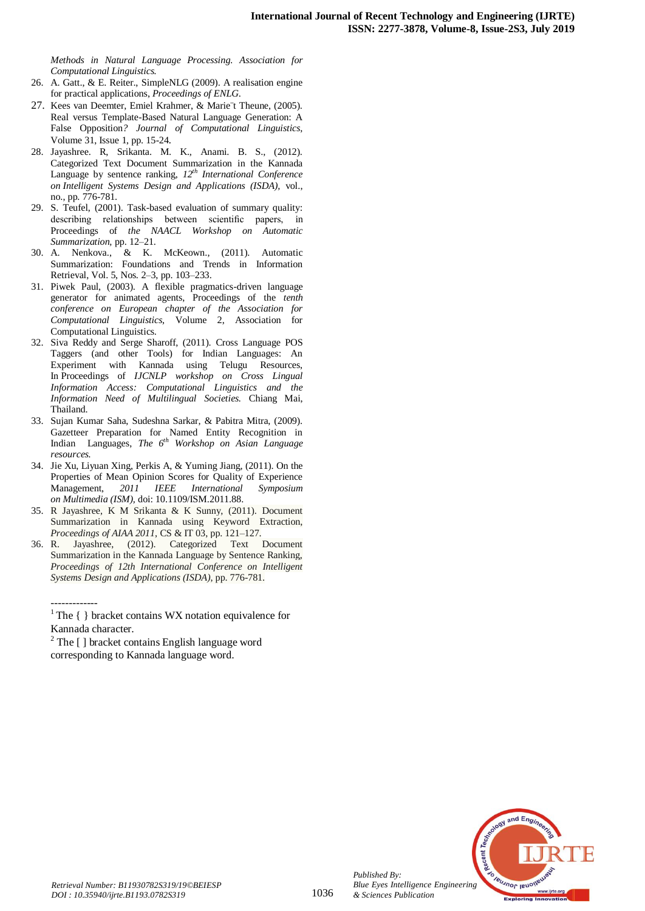*Methods in Natural Language Processing. Association for Computational Linguistics.*

26. A. Gatt., & E. Reiter., SimpleNLG (2009). A realisation engine for practical applications, *Proceedings of ENLG*.
27. Kees van Deemter, Emiel Krahmer, & Marie¨t Theune, (2005). Real versus Template-Based Natural Language Generation: A False Opposition*? Journal of Computational Linguistics*, Volume 31, Issue 1, pp. 15-24.
28. Jayashree. R, Srikanta. M. K., Anami. B. S., (2012). Categorized Text Document Summarization in the Kannada Language by sentence ranking, *12th International Conference on Intelligent Systems Design and Applications (ISDA)*, vol., no., pp. 776-781.
29. S. Teufel, (2001). Task-based evaluation of summary quality: describing relationships between scientific papers, in Proceedings of *the NAACL Workshop on Automatic Summarization*, pp. 12–21.
30. A. Nenkova., & K. McKeown., (2011). Automatic Summarization: Foundations and Trends in Information Retrieval, Vol. 5, Nos. 2–3, pp. 103–233.
31. Piwek Paul, (2003). A flexible pragmatics-driven language generator for animated agents, Proceedings of the *tenth conference on European chapter of the Association for Computational Linguistics*, Volume 2, Association for Computational Linguistics.
32. Siva Reddy and Serge Sharoff, (2011). Cross Language POS Taggers (and other Tools) for Indian Languages: An Experiment with Kannada using Telugu Resources, In Proceedings of *IJCNLP workshop on Cross Lingual Information Access: Computational Linguistics and the Information Need of Multilingual Societies.* Chiang Mai, Thailand.
33. Sujan Kumar Saha, Sudeshna Sarkar, & Pabitra Mitra, (2009). Gazetteer Preparation for Named Entity Recognition in Indian Languages, *The 6th Workshop on Asian Language resources.*
34. Jie Xu, Liyuan Xing, Perkis A, & Yuming Jiang, (2011). On the Properties of Mean Opinion Scores for Quality of Experience Management, *2011 IEEE International Symposium on Multimedia (ISM)*, doi: 10.1109/ISM.2011.88.
35. R Jayashree, K M Srikanta & K Sunny, (2011). Document Summarization in Kannada using Keyword Extraction, *Proceedings of AIAA 2011*, CS & IT 03, pp. 121–127.
36. R. Jayashree, (2012). Categorized Text Document Summarization in the Kannada Language by Sentence Ranking, *Proceedings of 12th International Conference on Intelligent Systems Design and Applications (ISDA)*, pp. 776-781.

-------------

[1] The { } bracket contains WX notation equivalence for Kannada character.

[2] The [ ] bracket contains English language word corresponding to Kannada language word.